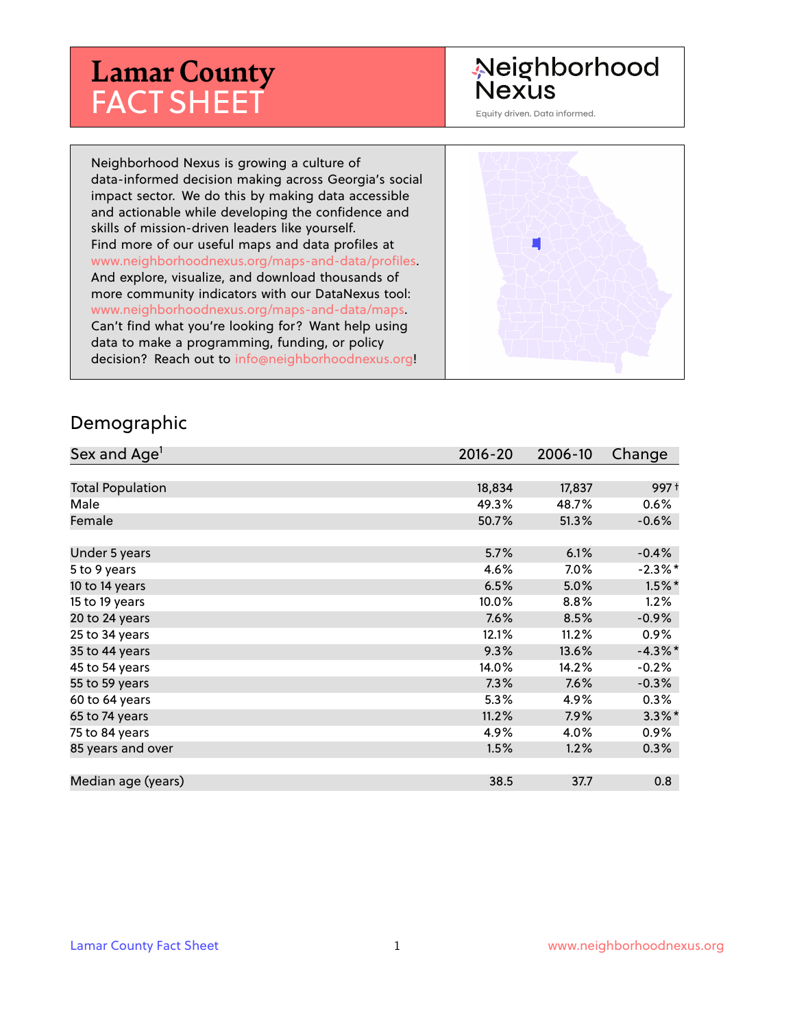# Lamar County FACT SHEET

Neighborhood Nexus

Equity driven. Data informed.

Neighborhood Nexus is growing a culture of data-informed decision making across Georgia's social impact sector. We do this by making data accessible and actionable while developing the confidence and skills of mission-driven leaders like yourself. Find more of our useful maps and data profiles at www.neighborhoodnexus.org/maps-and-data/profiles. And explore, visualize, and download thousands of more community indicators with our DataNexus tool: www.neighborhoodnexus.org/maps-and-data/maps. Can't find what you're looking for? Want help using data to make a programming, funding, or policy decision? Reach out to info@neighborhoodnexus.org!

## Demographic

| Sex and Age[1] | 2016-20 | 2006-10 | Change |
|---|---|---|---|
| Total Population | 18,834 | 17,837 | 997 † |
| Male | 49.3% | 48.7% | 0.6% |
| Female | 50.7% | 51.3% | -0.6% |
| | | | |
| Under 5 years | 5.7% | 6.1% | -0.4% |
| 5 to 9 years | 4.6% | 7.0% | -2.3% * |
| 10 to 14 years | 6.5% | 5.0% | 1.5% * |
| 15 to 19 years | 10.0% | 8.8% | 1.2% |
| 20 to 24 years | 7.6% | 8.5% | -0.9% |
| 25 to 34 years | 12.1% | 11.2% | 0.9% |
| 35 to 44 years | 9.3% | 13.6% | -4.3% * |
| 45 to 54 years | 14.0% | 14.2% | -0.2% |
| 55 to 59 years | 7.3% | 7.6% | -0.3% |
| 60 to 64 years | 5.3% | 4.9% | 0.3% |
| 65 to 74 years | 11.2% | 7.9% | 3.3% * |
| 75 to 84 years | 4.9% | 4.0% | 0.9% |
| 85 years and over | 1.5% | 1.2% | 0.3% |
| | | | |
| Median age (years) | 38.5 | 37.7 | 0.8 |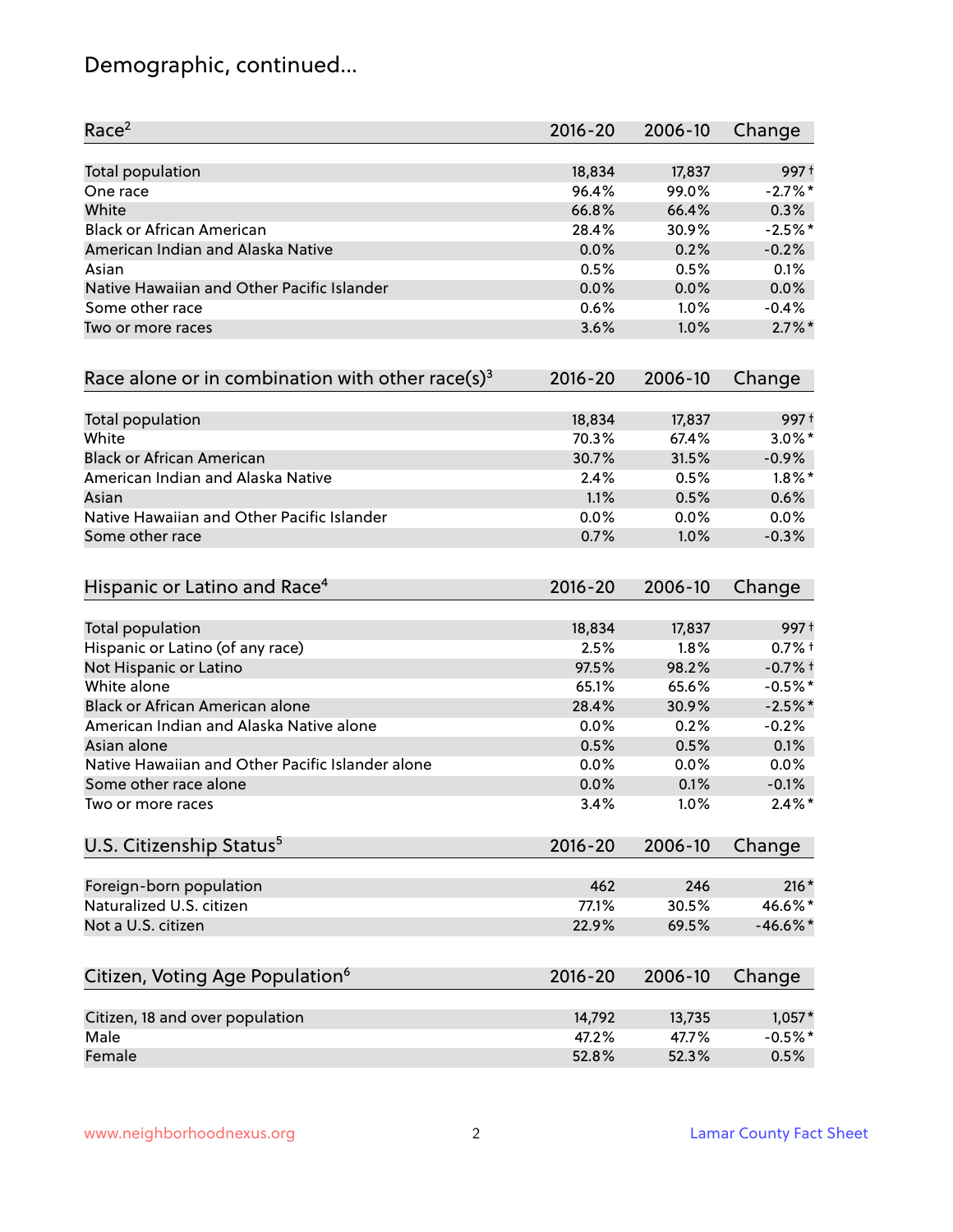# Demographic, continued...

| Race[2] | 2016-20 | 2006-10 | Change |
|---|---|---|---|
| Total population | 18,834 | 17,837 | 997† |
| One race | 96.4% | 99.0% | -2.7%* |
| White | 66.8% | 66.4% | 0.3% |
| Black or African American | 28.4% | 30.9% | -2.5%* |
| American Indian and Alaska Native | 0.0% | 0.2% | -0.2% |
| Asian | 0.5% | 0.5% | 0.1% |
| Native Hawaiian and Other Pacific Islander | 0.0% | 0.0% | 0.0% |
| Some other race | 0.6% | 1.0% | -0.4% |
| Two or more races | 3.6% | 1.0% | 2.7%* |

| Race alone or in combination with other race(s)[3] | 2016-20 | 2006-10 | Change |
|---|---|---|---|
| Total population | 18,834 | 17,837 | 997† |
| White | 70.3% | 67.4% | 3.0%* |
| Black or African American | 30.7% | 31.5% | -0.9% |
| American Indian and Alaska Native | 2.4% | 0.5% | 1.8%* |
| Asian | 1.1% | 0.5% | 0.6% |
| Native Hawaiian and Other Pacific Islander | 0.0% | 0.0% | 0.0% |
| Some other race | 0.7% | 1.0% | -0.3% |

| Hispanic or Latino and Race[4] | 2016-20 | 2006-10 | Change |
|---|---|---|---|
| Total population | 18,834 | 17,837 | 997† |
| Hispanic or Latino (of any race) | 2.5% | 1.8% | 0.7%† |
| Not Hispanic or Latino | 97.5% | 98.2% | -0.7%† |
| White alone | 65.1% | 65.6% | -0.5%* |
| Black or African American alone | 28.4% | 30.9% | -2.5%* |
| American Indian and Alaska Native alone | 0.0% | 0.2% | -0.2% |
| Asian alone | 0.5% | 0.5% | 0.1% |
| Native Hawaiian and Other Pacific Islander alone | 0.0% | 0.0% | 0.0% |
| Some other race alone | 0.0% | 0.1% | -0.1% |
| Two or more races | 3.4% | 1.0% | 2.4%* |

| U.S. Citizenship Status[5] | 2016-20 | 2006-10 | Change |
|---|---|---|---|
| Foreign-born population | 462 | 246 | 216* |
| Naturalized U.S. citizen | 77.1% | 30.5% | 46.6%* |
| Not a U.S. citizen | 22.9% | 69.5% | -46.6%* |

| Citizen, Voting Age Population[6] | 2016-20 | 2006-10 | Change |
|---|---|---|---|
| Citizen, 18 and over population | 14,792 | 13,735 | 1,057* |
| Male | 47.2% | 47.7% | -0.5%* |
| Female | 52.8% | 52.3% | 0.5% |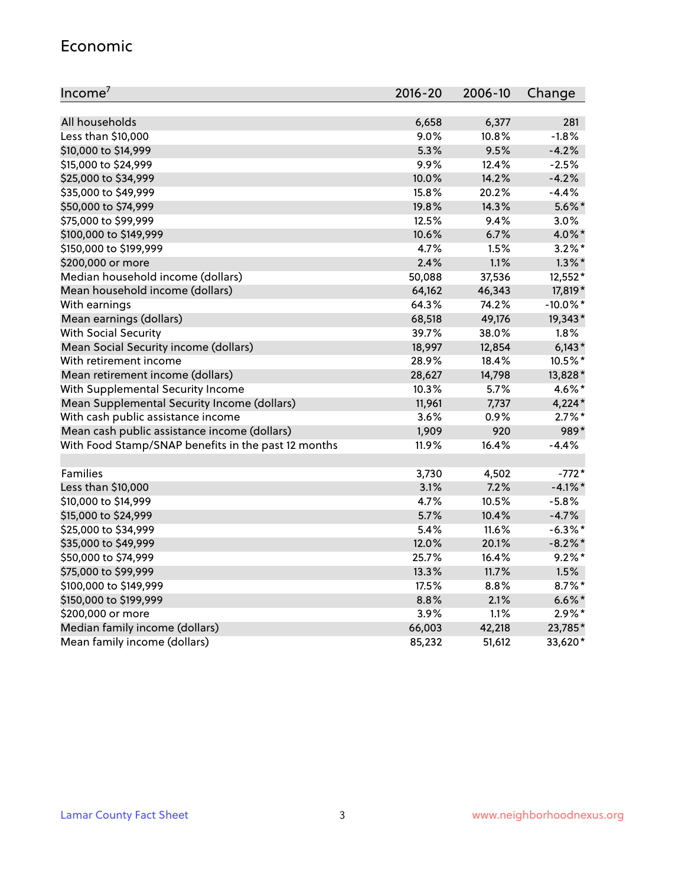## Economic

| Income[7] | 2016-20 | 2006-10 | Change |
|---|---|---|---|
| All households | 6,658 | 6,377 | 281 |
| Less than $10,000 | 9.0% | 10.8% | -1.8% |
| $10,000 to $14,999 | 5.3% | 9.5% | -4.2% |
| $15,000 to $24,999 | 9.9% | 12.4% | -2.5% |
| $25,000 to $34,999 | 10.0% | 14.2% | -4.2% |
| $35,000 to $49,999 | 15.8% | 20.2% | -4.4% |
| $50,000 to $74,999 | 19.8% | 14.3% | 5.6%* |
| $75,000 to $99,999 | 12.5% | 9.4% | 3.0% |
| $100,000 to $149,999 | 10.6% | 6.7% | 4.0%* |
| $150,000 to $199,999 | 4.7% | 1.5% | 3.2%* |
| $200,000 or more | 2.4% | 1.1% | 1.3%* |
| Median household income (dollars) | 50,088 | 37,536 | 12,552* |
| Mean household income (dollars) | 64,162 | 46,343 | 17,819* |
| With earnings | 64.3% | 74.2% | -10.0%* |
| Mean earnings (dollars) | 68,518 | 49,176 | 19,343* |
| With Social Security | 39.7% | 38.0% | 1.8% |
| Mean Social Security income (dollars) | 18,997 | 12,854 | 6,143* |
| With retirement income | 28.9% | 18.4% | 10.5%* |
| Mean retirement income (dollars) | 28,627 | 14,798 | 13,828* |
| With Supplemental Security Income | 10.3% | 5.7% | 4.6%* |
| Mean Supplemental Security Income (dollars) | 11,961 | 7,737 | 4,224* |
| With cash public assistance income | 3.6% | 0.9% | 2.7%* |
| Mean cash public assistance income (dollars) | 1,909 | 920 | 989* |
| With Food Stamp/SNAP benefits in the past 12 months | 11.9% | 16.4% | -4.4% |
| | | | |
| Families | 3,730 | 4,502 | -772* |
| Less than $10,000 | 3.1% | 7.2% | -4.1%* |
| $10,000 to $14,999 | 4.7% | 10.5% | -5.8% |
| $15,000 to $24,999 | 5.7% | 10.4% | -4.7% |
| $25,000 to $34,999 | 5.4% | 11.6% | -6.3%* |
| $35,000 to $49,999 | 12.0% | 20.1% | -8.2%* |
| $50,000 to $74,999 | 25.7% | 16.4% | 9.2%* |
| $75,000 to $99,999 | 13.3% | 11.7% | 1.5% |
| $100,000 to $149,999 | 17.5% | 8.8% | 8.7%* |
| $150,000 to $199,999 | 8.8% | 2.1% | 6.6%* |
| $200,000 or more | 3.9% | 1.1% | 2.9%* |
| Median family income (dollars) | 66,003 | 42,218 | 23,785* |
| Mean family income (dollars) | 85,232 | 51,612 | 33,620* |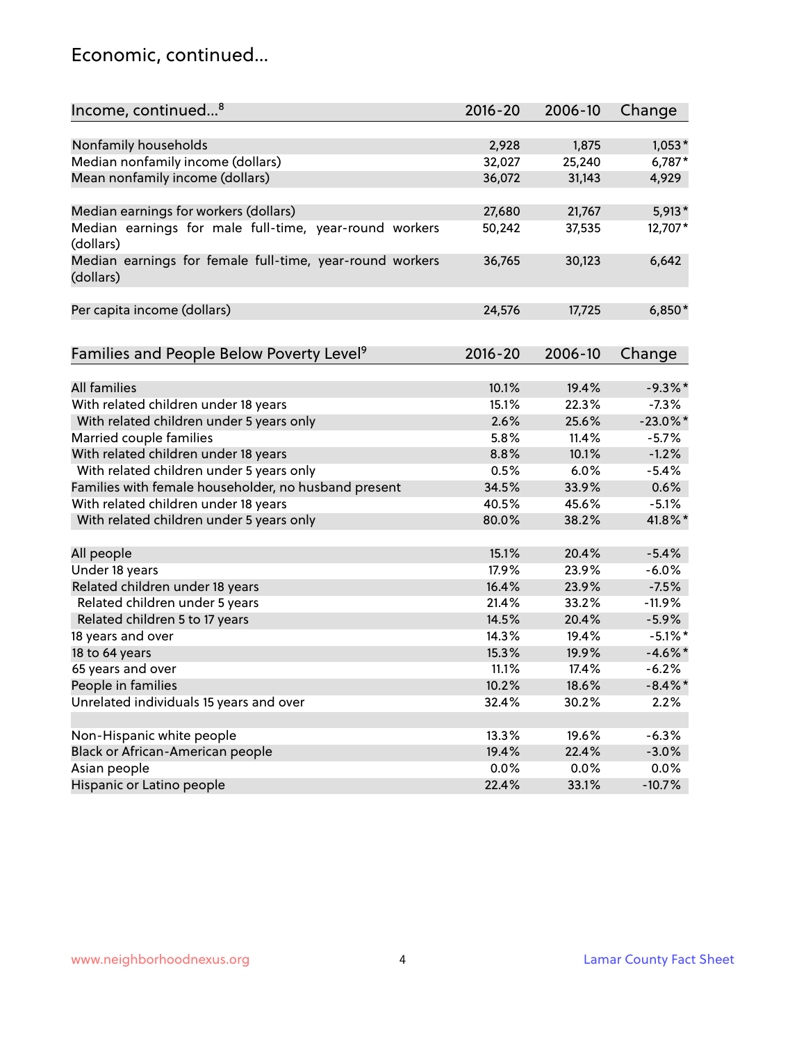## Economic, continued...

| Income, continued...[8] | 2016-20 | 2006-10 | Change |
|---|---|---|---|
| Nonfamily households | 2,928 | 1,875 | 1,053* |
| Median nonfamily income (dollars) | 32,027 | 25,240 | 6,787* |
| Mean nonfamily income (dollars) | 36,072 | 31,143 | 4,929 |
| Median earnings for workers (dollars) | 27,680 | 21,767 | 5,913* |
| Median earnings for male full-time, year-round workers (dollars) | 50,242 | 37,535 | 12,707* |
| Median earnings for female full-time, year-round workers (dollars) | 36,765 | 30,123 | 6,642 |
| Per capita income (dollars) | 24,576 | 17,725 | 6,850* |

| Families and People Below Poverty Level[9] | 2016-20 | 2006-10 | Change |
|---|---|---|---|
| All families | 10.1% | 19.4% | -9.3%* |
| With related children under 18 years | 15.1% | 22.3% | -7.3% |
| With related children under 5 years only | 2.6% | 25.6% | -23.0%* |
| Married couple families | 5.8% | 11.4% | -5.7% |
| With related children under 18 years | 8.8% | 10.1% | -1.2% |
| With related children under 5 years only | 0.5% | 6.0% | -5.4% |
| Families with female householder, no husband present | 34.5% | 33.9% | 0.6% |
| With related children under 18 years | 40.5% | 45.6% | -5.1% |
| With related children under 5 years only | 80.0% | 38.2% | 41.8%* |
| All people | 15.1% | 20.4% | -5.4% |
| Under 18 years | 17.9% | 23.9% | -6.0% |
| Related children under 18 years | 16.4% | 23.9% | -7.5% |
| Related children under 5 years | 21.4% | 33.2% | -11.9% |
| Related children 5 to 17 years | 14.5% | 20.4% | -5.9% |
| 18 years and over | 14.3% | 19.4% | -5.1%* |
| 18 to 64 years | 15.3% | 19.9% | -4.6%* |
| 65 years and over | 11.1% | 17.4% | -6.2% |
| People in families | 10.2% | 18.6% | -8.4%* |
| Unrelated individuals 15 years and over | 32.4% | 30.2% | 2.2% |
| Non-Hispanic white people | 13.3% | 19.6% | -6.3% |
| Black or African-American people | 19.4% | 22.4% | -3.0% |
| Asian people | 0.0% | 0.0% | 0.0% |
| Hispanic or Latino people | 22.4% | 33.1% | -10.7% |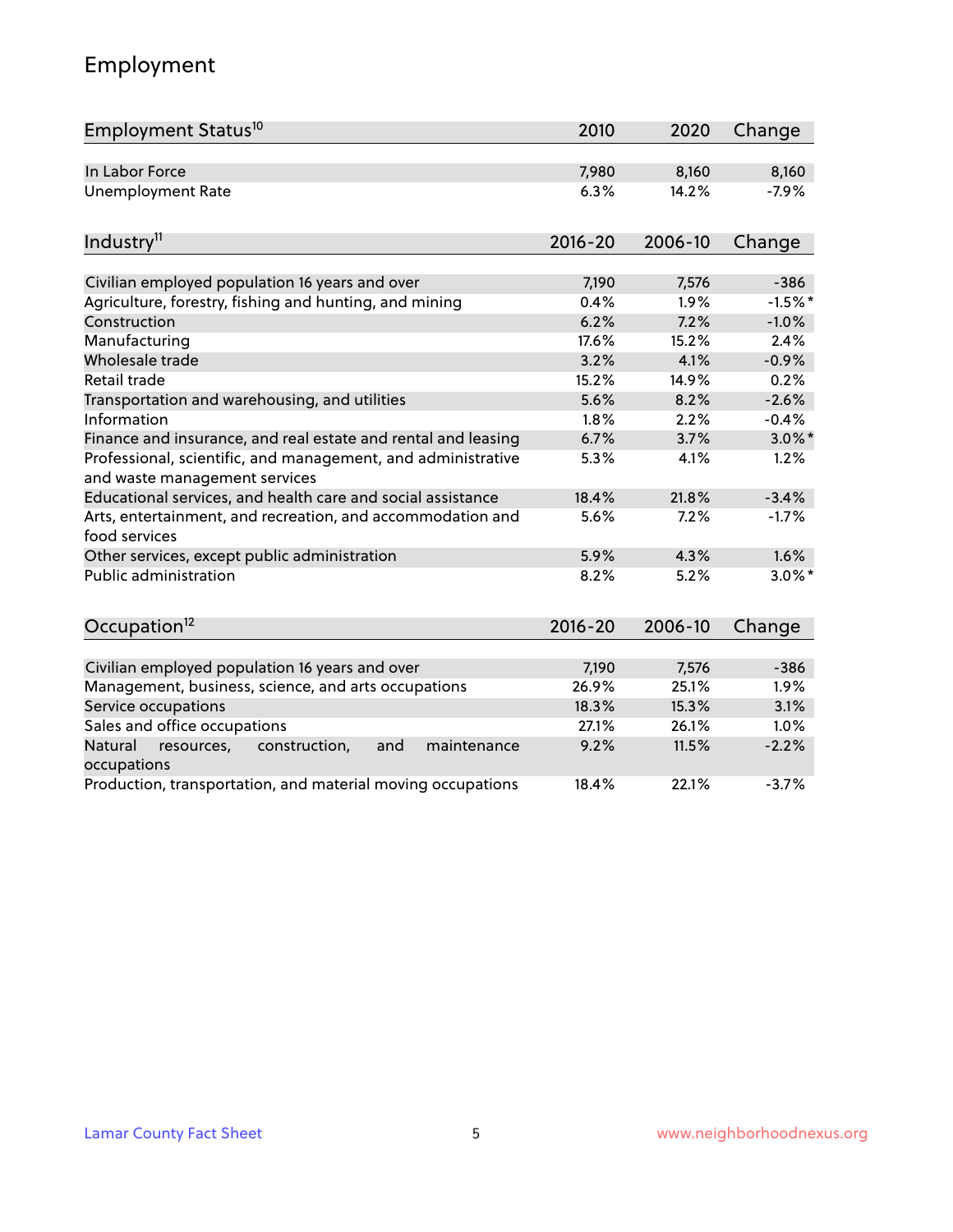# Employment

| Employment Status[10] | 2010 | 2020 | Change |
|---|---|---|---|
| In Labor Force | 7,980 | 8,160 | 8,160 |
| Unemployment Rate | 6.3% | 14.2% | -7.9% |

| Industry[11] | 2016-20 | 2006-10 | Change |
|---|---|---|---|
| Civilian employed population 16 years and over | 7,190 | 7,576 | -386 |
| Agriculture, forestry, fishing and hunting, and mining | 0.4% | 1.9% | -1.5%* |
| Construction | 6.2% | 7.2% | -1.0% |
| Manufacturing | 17.6% | 15.2% | 2.4% |
| Wholesale trade | 3.2% | 4.1% | -0.9% |
| Retail trade | 15.2% | 14.9% | 0.2% |
| Transportation and warehousing, and utilities | 5.6% | 8.2% | -2.6% |
| Information | 1.8% | 2.2% | -0.4% |
| Finance and insurance, and real estate and rental and leasing | 6.7% | 3.7% | 3.0%* |
| Professional, scientific, and management, and administrative and waste management services | 5.3% | 4.1% | 1.2% |
| Educational services, and health care and social assistance | 18.4% | 21.8% | -3.4% |
| Arts, entertainment, and recreation, and accommodation and food services | 5.6% | 7.2% | -1.7% |
| Other services, except public administration | 5.9% | 4.3% | 1.6% |
| Public administration | 8.2% | 5.2% | 3.0%* |

| Occupation[12] | 2016-20 | 2006-10 | Change |
|---|---|---|---|
| Civilian employed population 16 years and over | 7,190 | 7,576 | -386 |
| Management, business, science, and arts occupations | 26.9% | 25.1% | 1.9% |
| Service occupations | 18.3% | 15.3% | 3.1% |
| Sales and office occupations | 27.1% | 26.1% | 1.0% |
| Natural resources, construction, and maintenance occupations | 9.2% | 11.5% | -2.2% |
| Production, transportation, and material moving occupations | 18.4% | 22.1% | -3.7% |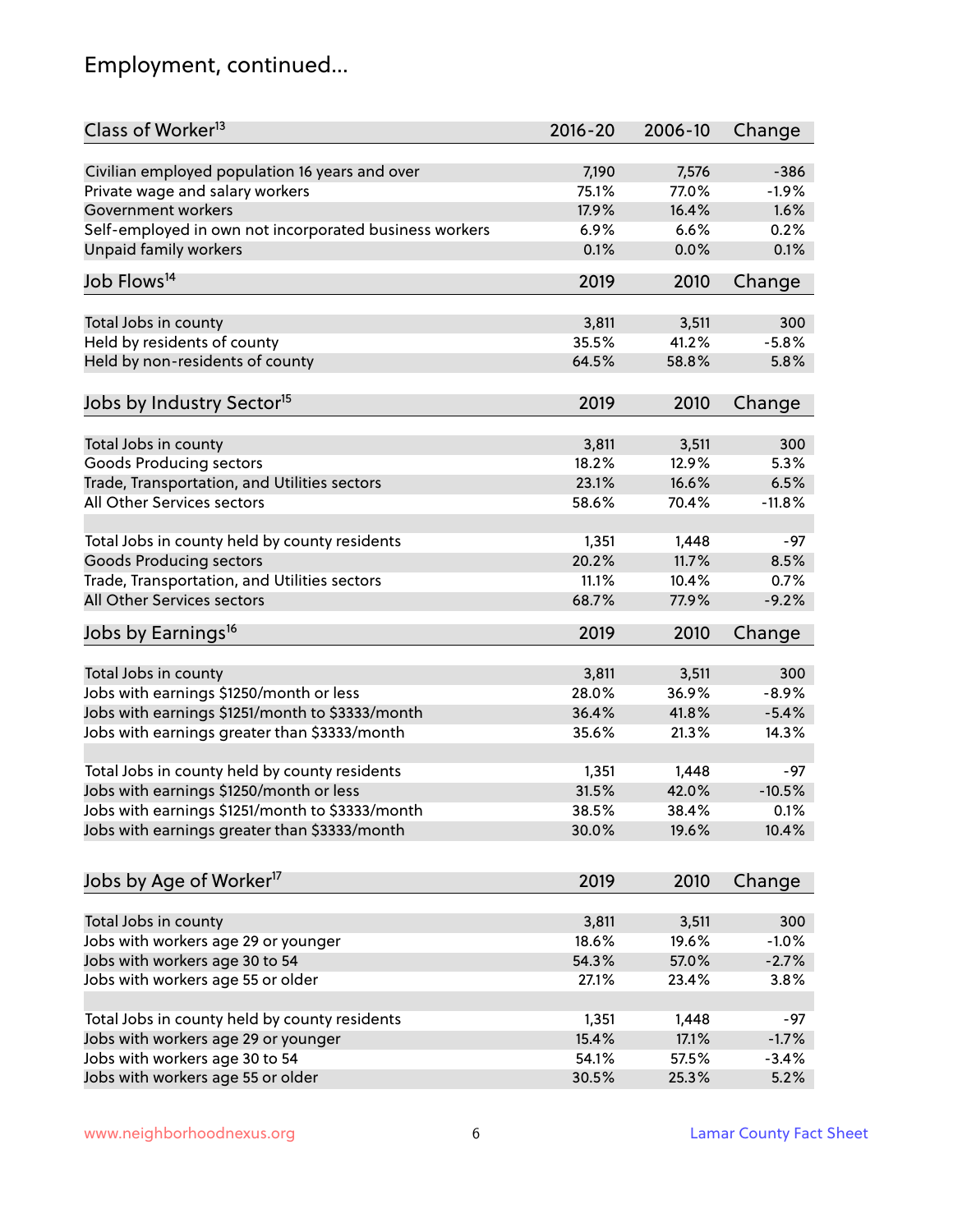## Employment, continued...

| Class of Worker[13] | 2016-20 | 2006-10 | Change |
|---|---|---|---|
| Civilian employed population 16 years and over | 7,190 | 7,576 | -386 |
| Private wage and salary workers | 75.1% | 77.0% | -1.9% |
| Government workers | 17.9% | 16.4% | 1.6% |
| Self-employed in own not incorporated business workers | 6.9% | 6.6% | 0.2% |
| Unpaid family workers | 0.1% | 0.0% | 0.1% |

| Job Flows[14] | 2019 | 2010 | Change |
|---|---|---|---|
| Total Jobs in county | 3,811 | 3,511 | 300 |
| Held by residents of county | 35.5% | 41.2% | -5.8% |
| Held by non-residents of county | 64.5% | 58.8% | 5.8% |

| Jobs by Industry Sector[15] | 2019 | 2010 | Change |
|---|---|---|---|
| Total Jobs in county | 3,811 | 3,511 | 300 |
| Goods Producing sectors | 18.2% | 12.9% | 5.3% |
| Trade, Transportation, and Utilities sectors | 23.1% | 16.6% | 6.5% |
| All Other Services sectors | 58.6% | 70.4% | -11.8% |
| | | | |
| Total Jobs in county held by county residents | 1,351 | 1,448 | -97 |
| Goods Producing sectors | 20.2% | 11.7% | 8.5% |
| Trade, Transportation, and Utilities sectors | 11.1% | 10.4% | 0.7% |
| All Other Services sectors | 68.7% | 77.9% | -9.2% |

| Jobs by Earnings[16] | 2019 | 2010 | Change |
|---|---|---|---|
| Total Jobs in county | 3,811 | 3,511 | 300 |
| Jobs with earnings $1250/month or less | 28.0% | 36.9% | -8.9% |
| Jobs with earnings $1251/month to $3333/month | 36.4% | 41.8% | -5.4% |
| Jobs with earnings greater than $3333/month | 35.6% | 21.3% | 14.3% |
| | | | |
| Total Jobs in county held by county residents | 1,351 | 1,448 | -97 |
| Jobs with earnings $1250/month or less | 31.5% | 42.0% | -10.5% |
| Jobs with earnings $1251/month to $3333/month | 38.5% | 38.4% | 0.1% |
| Jobs with earnings greater than $3333/month | 30.0% | 19.6% | 10.4% |

| Jobs by Age of Worker[17] | 2019 | 2010 | Change |
|---|---|---|---|
| Total Jobs in county | 3,811 | 3,511 | 300 |
| Jobs with workers age 29 or younger | 18.6% | 19.6% | -1.0% |
| Jobs with workers age 30 to 54 | 54.3% | 57.0% | -2.7% |
| Jobs with workers age 55 or older | 27.1% | 23.4% | 3.8% |
| | | | |
| Total Jobs in county held by county residents | 1,351 | 1,448 | -97 |
| Jobs with workers age 29 or younger | 15.4% | 17.1% | -1.7% |
| Jobs with workers age 30 to 54 | 54.1% | 57.5% | -3.4% |
| Jobs with workers age 55 or older | 30.5% | 25.3% | 5.2% |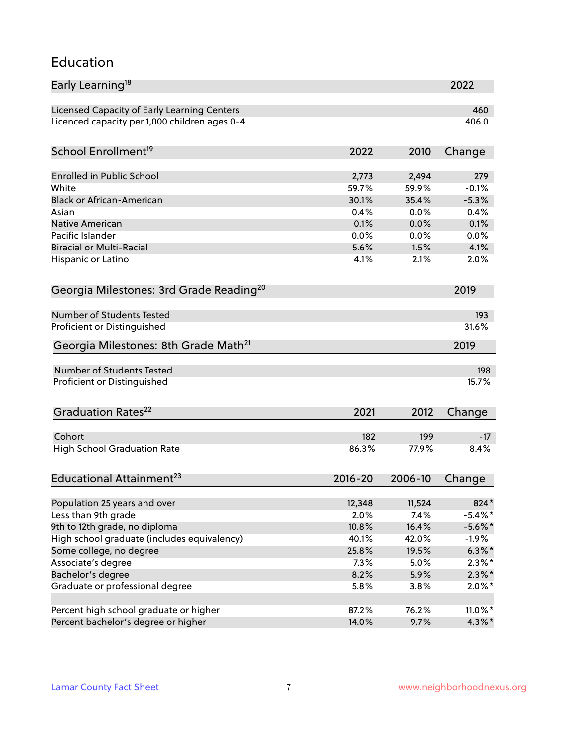## Education

| Early Learning[18] | 2022 |
|---|---|
| Licensed Capacity of Early Learning Centers | 460 |
| Licenced capacity per 1,000 children ages 0-4 | 406.0 |

| School Enrollment[19] | 2022 | 2010 | Change |
|---|---|---|---|
| Enrolled in Public School | 2,773 | 2,494 | 279 |
| White | 59.7% | 59.9% | -0.1% |
| Black or African-American | 30.1% | 35.4% | -5.3% |
| Asian | 0.4% | 0.0% | 0.4% |
| Native American | 0.1% | 0.0% | 0.1% |
| Pacific Islander | 0.0% | 0.0% | 0.0% |
| Biracial or Multi-Racial | 5.6% | 1.5% | 4.1% |
| Hispanic or Latino | 4.1% | 2.1% | 2.0% |

| Georgia Milestones: 3rd Grade Reading[20] | 2019 |
|---|---|
| Number of Students Tested | 193 |
| Proficient or Distinguished | 31.6% |

| Georgia Milestones: 8th Grade Math[21] | 2019 |
|---|---|
| Number of Students Tested | 198 |
| Proficient or Distinguished | 15.7% |

| Graduation Rates[22] | 2021 | 2012 | Change |
|---|---|---|---|
| Cohort | 182 | 199 | -17 |
| High School Graduation Rate | 86.3% | 77.9% | 8.4% |

| Educational Attainment[23] | 2016-20 | 2006-10 | Change |
|---|---|---|---|
| Population 25 years and over | 12,348 | 11,524 | 824* |
| Less than 9th grade | 2.0% | 7.4% | -5.4%* |
| 9th to 12th grade, no diploma | 10.8% | 16.4% | -5.6%* |
| High school graduate (includes equivalency) | 40.1% | 42.0% | -1.9% |
| Some college, no degree | 25.8% | 19.5% | 6.3%* |
| Associate's degree | 7.3% | 5.0% | 2.3%* |
| Bachelor's degree | 8.2% | 5.9% | 2.3%* |
| Graduate or professional degree | 5.8% | 3.8% | 2.0%* |
| | | | |
| Percent high school graduate or higher | 87.2% | 76.2% | 11.0%* |
| Percent bachelor's degree or higher | 14.0% | 9.7% | 4.3%* |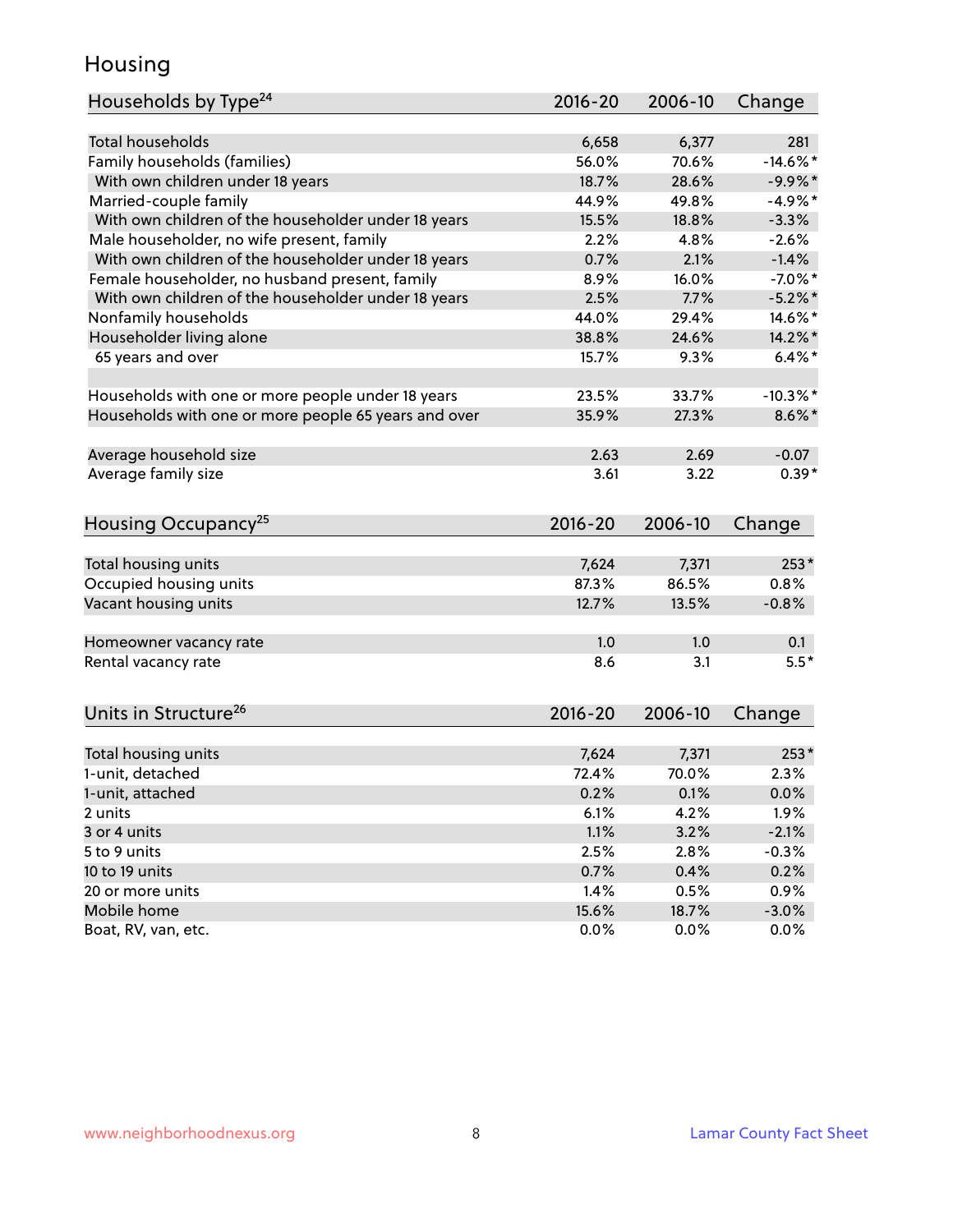# Housing

| Households by Type[24] | 2016-20 | 2006-10 | Change |
|---|---|---|---|
| Total households | 6,658 | 6,377 | 281 |
| Family households (families) | 56.0% | 70.6% | -14.6%* |
| With own children under 18 years | 18.7% | 28.6% | -9.9%* |
| Married-couple family | 44.9% | 49.8% | -4.9%* |
| With own children of the householder under 18 years | 15.5% | 18.8% | -3.3% |
| Male householder, no wife present, family | 2.2% | 4.8% | -2.6% |
| With own children of the householder under 18 years | 0.7% | 2.1% | -1.4% |
| Female householder, no husband present, family | 8.9% | 16.0% | -7.0%* |
| With own children of the householder under 18 years | 2.5% | 7.7% | -5.2%* |
| Nonfamily households | 44.0% | 29.4% | 14.6%* |
| Householder living alone | 38.8% | 24.6% | 14.2%* |
| 65 years and over | 15.7% | 9.3% | 6.4%* |
| | | | |
| Households with one or more people under 18 years | 23.5% | 33.7% | -10.3%* |
| Households with one or more people 65 years and over | 35.9% | 27.3% | 8.6%* |
| | | | |
| Average household size | 2.63 | 2.69 | -0.07 |
| Average family size | 3.61 | 3.22 | 0.39* |

| Housing Occupancy[25] | 2016-20 | 2006-10 | Change |
|---|---|---|---|
| Total housing units | 7,624 | 7,371 | 253* |
| Occupied housing units | 87.3% | 86.5% | 0.8% |
| Vacant housing units | 12.7% | 13.5% | -0.8% |
| | | | |
| Homeowner vacancy rate | 1.0 | 1.0 | 0.1 |
| Rental vacancy rate | 8.6 | 3.1 | 5.5* |

| Units in Structure[26] | 2016-20 | 2006-10 | Change |
|---|---|---|---|
| Total housing units | 7,624 | 7,371 | 253* |
| 1-unit, detached | 72.4% | 70.0% | 2.3% |
| 1-unit, attached | 0.2% | 0.1% | 0.0% |
| 2 units | 6.1% | 4.2% | 1.9% |
| 3 or 4 units | 1.1% | 3.2% | -2.1% |
| 5 to 9 units | 2.5% | 2.8% | -0.3% |
| 10 to 19 units | 0.7% | 0.4% | 0.2% |
| 20 or more units | 1.4% | 0.5% | 0.9% |
| Mobile home | 15.6% | 18.7% | -3.0% |
| Boat, RV, van, etc. | 0.0% | 0.0% | 0.0% |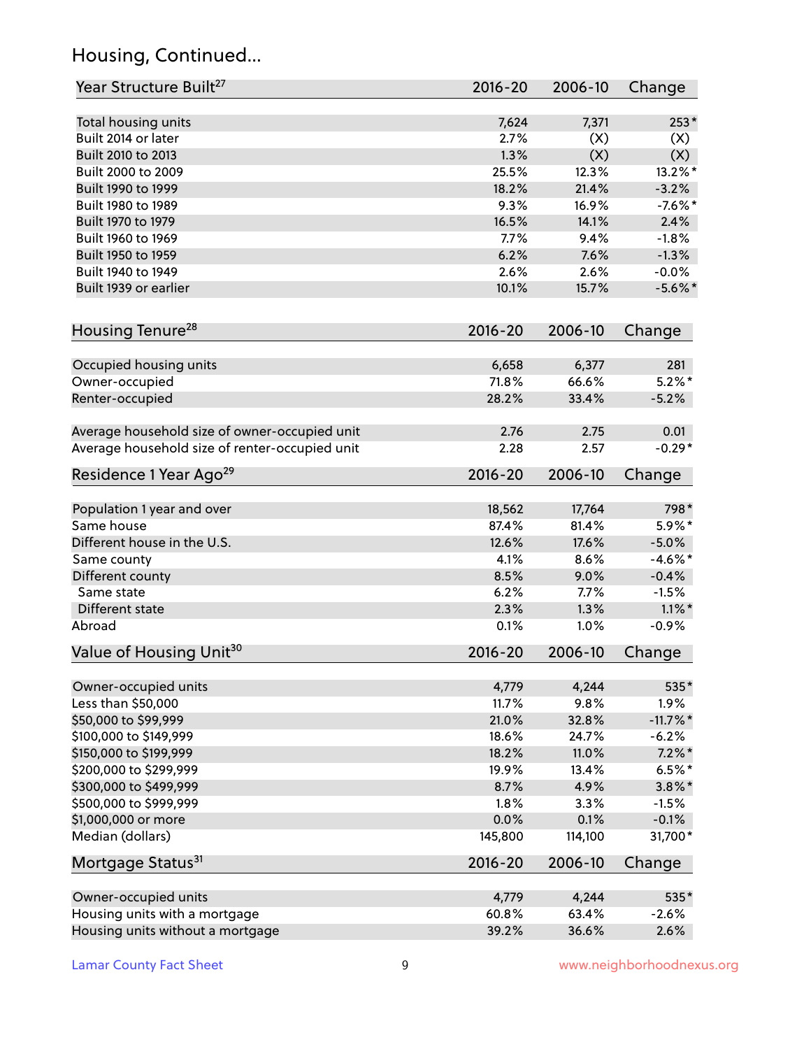## Housing, Continued...

| Year Structure Built[27] | 2016-20 | 2006-10 | Change |
|---|---|---|---|
| Total housing units | 7,624 | 7,371 | 253* |
| Built 2014 or later | 2.7% | (X) | (X) |
| Built 2010 to 2013 | 1.3% | (X) | (X) |
| Built 2000 to 2009 | 25.5% | 12.3% | 13.2%* |
| Built 1990 to 1999 | 18.2% | 21.4% | -3.2% |
| Built 1980 to 1989 | 9.3% | 16.9% | -7.6%* |
| Built 1970 to 1979 | 16.5% | 14.1% | 2.4% |
| Built 1960 to 1969 | 7.7% | 9.4% | -1.8% |
| Built 1950 to 1959 | 6.2% | 7.6% | -1.3% |
| Built 1940 to 1949 | 2.6% | 2.6% | -0.0% |
| Built 1939 or earlier | 10.1% | 15.7% | -5.6%* |

| Housing Tenure[28] | 2016-20 | 2006-10 | Change |
|---|---|---|---|
| Occupied housing units | 6,658 | 6,377 | 281 |
| Owner-occupied | 71.8% | 66.6% | 5.2%* |
| Renter-occupied | 28.2% | 33.4% | -5.2% |
| Average household size of owner-occupied unit | 2.76 | 2.75 | 0.01 |
| Average household size of renter-occupied unit | 2.28 | 2.57 | -0.29* |

| Residence 1 Year Ago[29] | 2016-20 | 2006-10 | Change |
|---|---|---|---|
| Population 1 year and over | 18,562 | 17,764 | 798* |
| Same house | 87.4% | 81.4% | 5.9%* |
| Different house in the U.S. | 12.6% | 17.6% | -5.0% |
| Same county | 4.1% | 8.6% | -4.6%* |
| Different county | 8.5% | 9.0% | -0.4% |
| Same state | 6.2% | 7.7% | -1.5% |
| Different state | 2.3% | 1.3% | 1.1%* |
| Abroad | 0.1% | 1.0% | -0.9% |

| Value of Housing Unit[30] | 2016-20 | 2006-10 | Change |
|---|---|---|---|
| Owner-occupied units | 4,779 | 4,244 | 535* |
| Less than $50,000 | 11.7% | 9.8% | 1.9% |
| $50,000 to $99,999 | 21.0% | 32.8% | -11.7%* |
| $100,000 to $149,999 | 18.6% | 24.7% | -6.2% |
| $150,000 to $199,999 | 18.2% | 11.0% | 7.2%* |
| $200,000 to $299,999 | 19.9% | 13.4% | 6.5%* |
| $300,000 to $499,999 | 8.7% | 4.9% | 3.8%* |
| $500,000 to $999,999 | 1.8% | 3.3% | -1.5% |
| $1,000,000 or more | 0.0% | 0.1% | -0.1% |
| Median (dollars) | 145,800 | 114,100 | 31,700* |

| Mortgage Status[31] | 2016-20 | 2006-10 | Change |
|---|---|---|---|
| Owner-occupied units | 4,779 | 4,244 | 535* |
| Housing units with a mortgage | 60.8% | 63.4% | -2.6% |
| Housing units without a mortgage | 39.2% | 36.6% | 2.6% |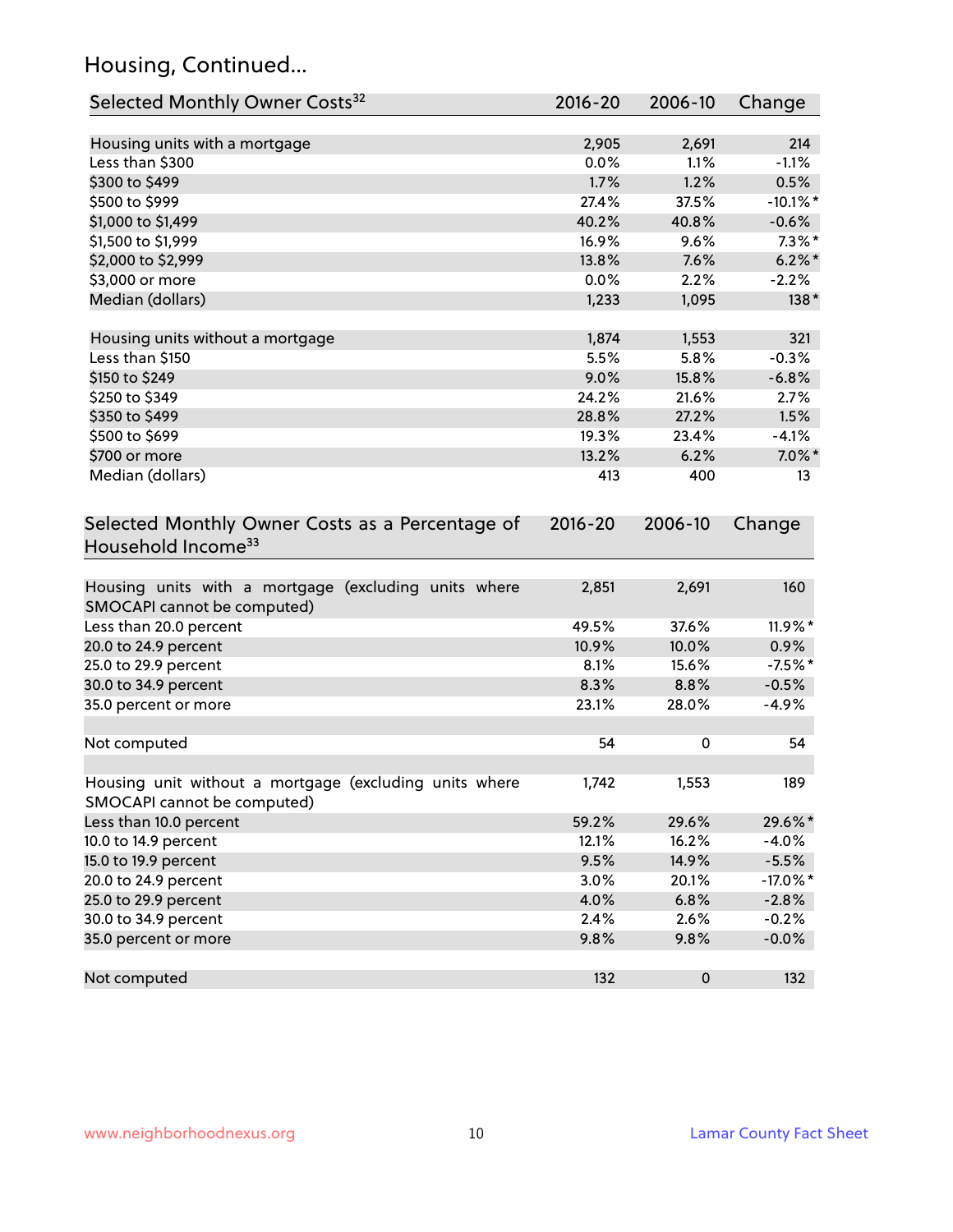## Housing, Continued...

| Selected Monthly Owner Costs[32] | 2016-20 | 2006-10 | Change |
|---|---|---|---|
| Housing units with a mortgage | 2,905 | 2,691 | 214 |
| Less than $300 | 0.0% | 1.1% | -1.1% |
| $300 to $499 | 1.7% | 1.2% | 0.5% |
| $500 to $999 | 27.4% | 37.5% | -10.1%* |
| $1,000 to $1,499 | 40.2% | 40.8% | -0.6% |
| $1,500 to $1,999 | 16.9% | 9.6% | 7.3%* |
| $2,000 to $2,999 | 13.8% | 7.6% | 6.2%* |
| $3,000 or more | 0.0% | 2.2% | -2.2% |
| Median (dollars) | 1,233 | 1,095 | 138* |
| | | | |
| Housing units without a mortgage | 1,874 | 1,553 | 321 |
| Less than $150 | 5.5% | 5.8% | -0.3% |
| $150 to $249 | 9.0% | 15.8% | -6.8% |
| $250 to $349 | 24.2% | 21.6% | 2.7% |
| $350 to $499 | 28.8% | 27.2% | 1.5% |
| $500 to $699 | 19.3% | 23.4% | -4.1% |
| $700 or more | 13.2% | 6.2% | 7.0%* |
| Median (dollars) | 413 | 400 | 13 |

| Selected Monthly Owner Costs as a Percentage of Household Income[33] | 2016-20 | 2006-10 | Change |
|---|---|---|---|
| Housing units with a mortgage (excluding units where SMOCAPI cannot be computed) | 2,851 | 2,691 | 160 |
| Less than 20.0 percent | 49.5% | 37.6% | 11.9%* |
| 20.0 to 24.9 percent | 10.9% | 10.0% | 0.9% |
| 25.0 to 29.9 percent | 8.1% | 15.6% | -7.5%* |
| 30.0 to 34.9 percent | 8.3% | 8.8% | -0.5% |
| 35.0 percent or more | 23.1% | 28.0% | -4.9% |
| | | | |
| Not computed | 54 | 0 | 54 |
| | | | |
| Housing unit without a mortgage (excluding units where SMOCAPI cannot be computed) | 1,742 | 1,553 | 189 |
| Less than 10.0 percent | 59.2% | 29.6% | 29.6%* |
| 10.0 to 14.9 percent | 12.1% | 16.2% | -4.0% |
| 15.0 to 19.9 percent | 9.5% | 14.9% | -5.5% |
| 20.0 to 24.9 percent | 3.0% | 20.1% | -17.0%* |
| 25.0 to 29.9 percent | 4.0% | 6.8% | -2.8% |
| 30.0 to 34.9 percent | 2.4% | 2.6% | -0.2% |
| 35.0 percent or more | 9.8% | 9.8% | -0.0% |
| | | | |
| Not computed | 132 | 0 | 132 |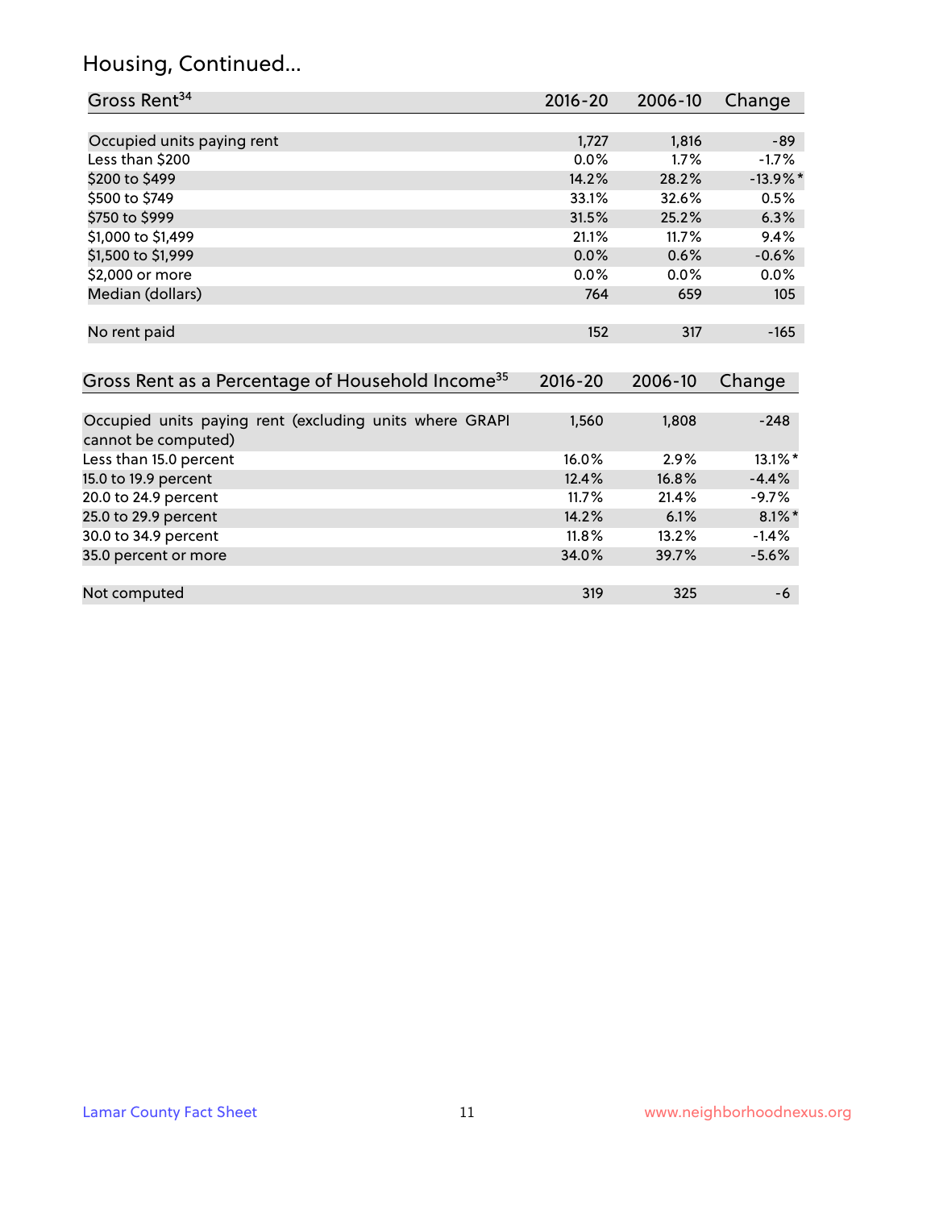## Housing, Continued...

| Gross Rent[34] | 2016-20 | 2006-10 | Change |
|---|---|---|---|
| Occupied units paying rent | 1,727 | 1,816 | -89 |
| Less than $200 | 0.0% | 1.7% | -1.7% |
| $200 to $499 | 14.2% | 28.2% | -13.9%* |
| $500 to $749 | 33.1% | 32.6% | 0.5% |
| $750 to $999 | 31.5% | 25.2% | 6.3% |
| $1,000 to $1,499 | 21.1% | 11.7% | 9.4% |
| $1,500 to $1,999 | 0.0% | 0.6% | -0.6% |
| $2,000 or more | 0.0% | 0.0% | 0.0% |
| Median (dollars) | 764 | 659 | 105 |
| No rent paid | 152 | 317 | -165 |

| Gross Rent as a Percentage of Household Income[35] | 2016-20 | 2006-10 | Change |
|---|---|---|---|
| Occupied units paying rent (excluding units where GRAPI cannot be computed) | 1,560 | 1,808 | -248 |
| Less than 15.0 percent | 16.0% | 2.9% | 13.1%* |
| 15.0 to 19.9 percent | 12.4% | 16.8% | -4.4% |
| 20.0 to 24.9 percent | 11.7% | 21.4% | -9.7% |
| 25.0 to 29.9 percent | 14.2% | 6.1% | 8.1%* |
| 30.0 to 34.9 percent | 11.8% | 13.2% | -1.4% |
| 35.0 percent or more | 34.0% | 39.7% | -5.6% |
| Not computed | 319 | 325 | -6 |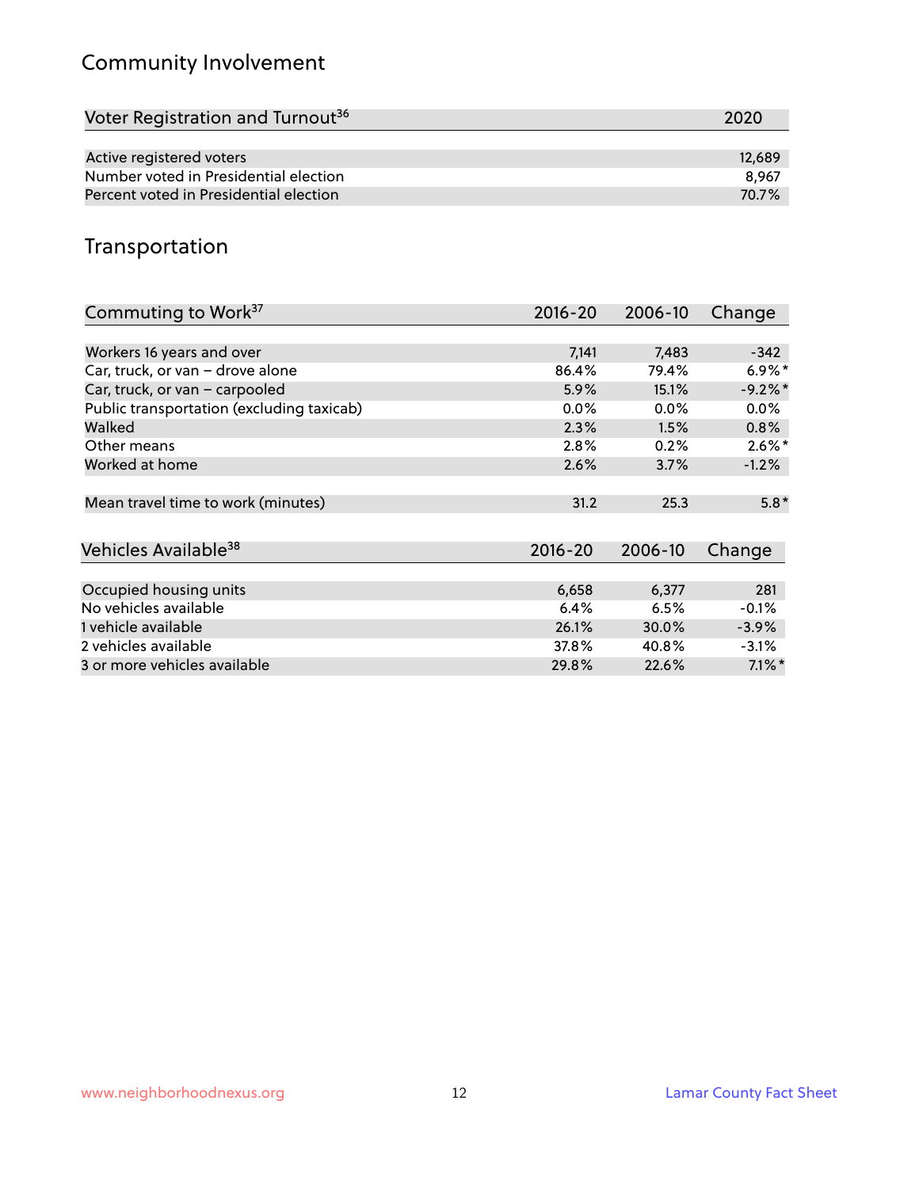## Community Involvement

| Voter Registration and Turnout[36] | 2020 |
|---|---|
| Active registered voters | 12,689 |
| Number voted in Presidential election | 8,967 |
| Percent voted in Presidential election | 70.7% |

## Transportation

| Commuting to Work[37] | 2016-20 | 2006-10 | Change |
|---|---|---|---|
| Workers 16 years and over | 7,141 | 7,483 | -342 |
| Car, truck, or van – drove alone | 86.4% | 79.4% | 6.9%* |
| Car, truck, or van – carpooled | 5.9% | 15.1% | -9.2%* |
| Public transportation (excluding taxicab) | 0.0% | 0.0% | 0.0% |
| Walked | 2.3% | 1.5% | 0.8% |
| Other means | 2.8% | 0.2% | 2.6%* |
| Worked at home | 2.6% | 3.7% | -1.2% |
| Mean travel time to work (minutes) | 31.2 | 25.3 | 5.8* |

| Vehicles Available[38] | 2016-20 | 2006-10 | Change |
|---|---|---|---|
| Occupied housing units | 6,658 | 6,377 | 281 |
| No vehicles available | 6.4% | 6.5% | -0.1% |
| 1 vehicle available | 26.1% | 30.0% | -3.9% |
| 2 vehicles available | 37.8% | 40.8% | -3.1% |
| 3 or more vehicles available | 29.8% | 22.6% | 7.1%* |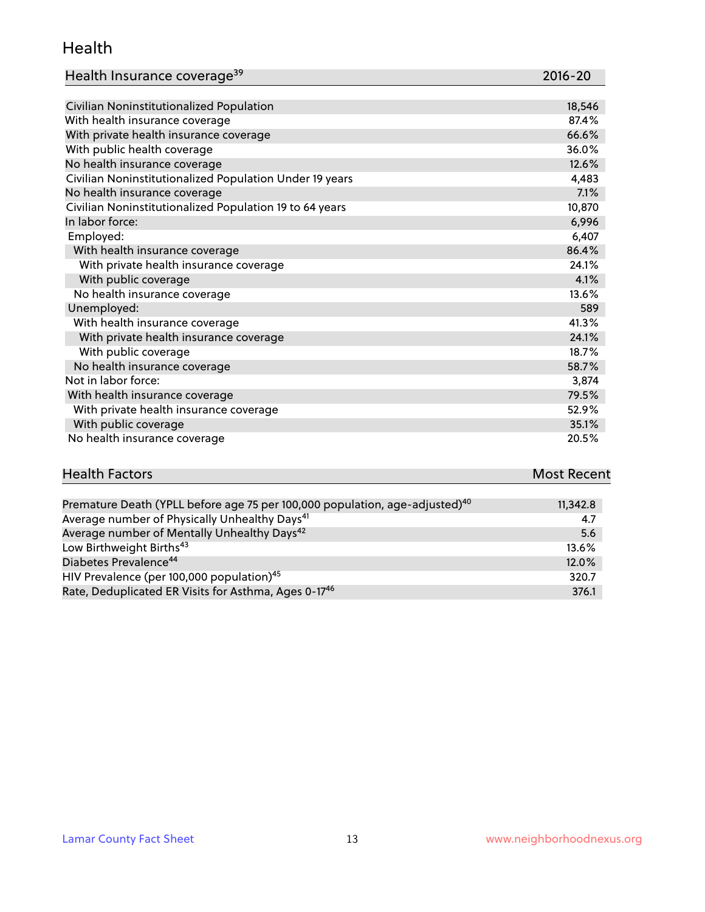## Health

| Health Insurance coverage[39] | 2016-20 |
|---|---|
| Civilian Noninstitutionalized Population | 18,546 |
| With health insurance coverage | 87.4% |
| With private health insurance coverage | 66.6% |
| With public health coverage | 36.0% |
| No health insurance coverage | 12.6% |
| Civilian Noninstitutionalized Population Under 19 years | 4,483 |
| No health insurance coverage | 7.1% |
| Civilian Noninstitutionalized Population 19 to 64 years | 10,870 |
| In labor force: | 6,996 |
| Employed: | 6,407 |
| With health insurance coverage | 86.4% |
| With private health insurance coverage | 24.1% |
| With public coverage | 4.1% |
| No health insurance coverage | 13.6% |
| Unemployed: | 589 |
| With health insurance coverage | 41.3% |
| With private health insurance coverage | 24.1% |
| With public coverage | 18.7% |
| No health insurance coverage | 58.7% |
| Not in labor force: | 3,874 |
| With health insurance coverage | 79.5% |
| With private health insurance coverage | 52.9% |
| With public coverage | 35.1% |
| No health insurance coverage | 20.5% |

| Health Factors | Most Recent |
|---|---|
| Premature Death (YPLL before age 75 per 100,000 population, age-adjusted)[40] | 11,342.8 |
| Average number of Physically Unhealthy Days[41] | 4.7 |
| Average number of Mentally Unhealthy Days[42] | 5.6 |
| Low Birthweight Births[43] | 13.6% |
| Diabetes Prevalence[44] | 12.0% |
| HIV Prevalence (per 100,000 population)[45] | 320.7 |
| Rate, Deduplicated ER Visits for Asthma, Ages 0-17[46] | 376.1 |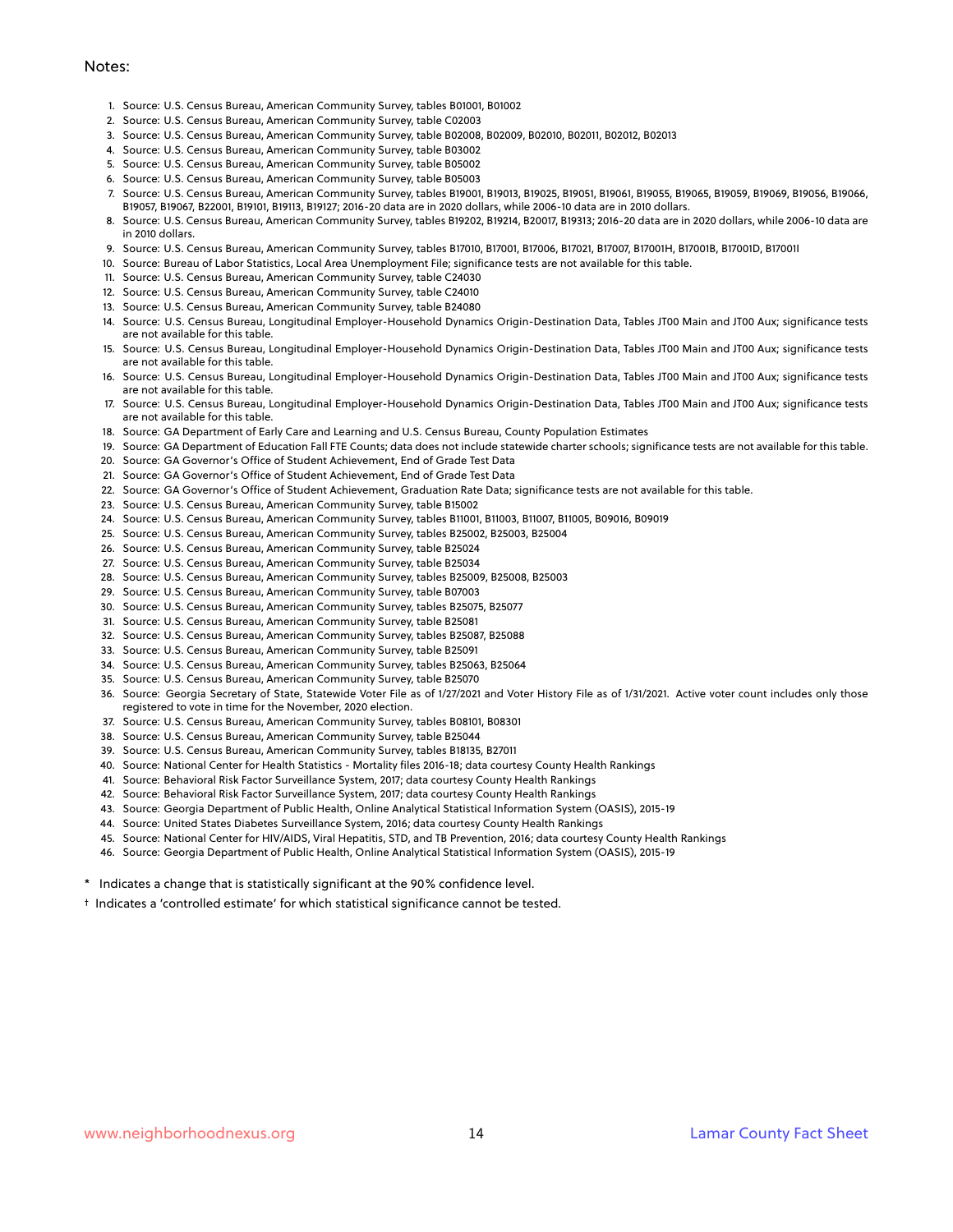Notes:

1. Source: U.S. Census Bureau, American Community Survey, tables B01001, B01002
2. Source: U.S. Census Bureau, American Community Survey, table C02003
3. Source: U.S. Census Bureau, American Community Survey, table B02008, B02009, B02010, B02011, B02012, B02013
4. Source: U.S. Census Bureau, American Community Survey, table B03002
5. Source: U.S. Census Bureau, American Community Survey, table B05002
6. Source: U.S. Census Bureau, American Community Survey, table B05003
7. Source: U.S. Census Bureau, American Community Survey, tables B19001, B19013, B19025, B19051, B19061, B19055, B19065, B19059, B19069, B19056, B19066, B19057, B19067, B22001, B19101, B19113, B19127; 2016-20 data are in 2020 dollars, while 2006-10 data are in 2010 dollars.
8. Source: U.S. Census Bureau, American Community Survey, tables B19202, B19214, B20017, B19313; 2016-20 data are in 2020 dollars, while 2006-10 data are in 2010 dollars.
9. Source: U.S. Census Bureau, American Community Survey, tables B17010, B17001, B17006, B17021, B17007, B17001H, B17001B, B17001D, B17001I
10. Source: Bureau of Labor Statistics, Local Area Unemployment File; significance tests are not available for this table.
11. Source: U.S. Census Bureau, American Community Survey, table C24030
12. Source: U.S. Census Bureau, American Community Survey, table C24010
13. Source: U.S. Census Bureau, American Community Survey, table B24080
14. Source: U.S. Census Bureau, Longitudinal Employer-Household Dynamics Origin-Destination Data, Tables JT00 Main and JT00 Aux; significance tests are not available for this table.
15. Source: U.S. Census Bureau, Longitudinal Employer-Household Dynamics Origin-Destination Data, Tables JT00 Main and JT00 Aux; significance tests are not available for this table.
16. Source: U.S. Census Bureau, Longitudinal Employer-Household Dynamics Origin-Destination Data, Tables JT00 Main and JT00 Aux; significance tests are not available for this table.
17. Source: U.S. Census Bureau, Longitudinal Employer-Household Dynamics Origin-Destination Data, Tables JT00 Main and JT00 Aux; significance tests are not available for this table.
18. Source: GA Department of Early Care and Learning and U.S. Census Bureau, County Population Estimates
19. Source: GA Department of Education Fall FTE Counts; data does not include statewide charter schools; significance tests are not available for this table.
20. Source: GA Governor's Office of Student Achievement, End of Grade Test Data
21. Source: GA Governor's Office of Student Achievement, End of Grade Test Data
22. Source: GA Governor's Office of Student Achievement, Graduation Rate Data; significance tests are not available for this table.
23. Source: U.S. Census Bureau, American Community Survey, table B15002
24. Source: U.S. Census Bureau, American Community Survey, tables B11001, B11003, B11007, B11005, B09016, B09019
25. Source: U.S. Census Bureau, American Community Survey, tables B25002, B25003, B25004
26. Source: U.S. Census Bureau, American Community Survey, table B25024
27. Source: U.S. Census Bureau, American Community Survey, table B25034
28. Source: U.S. Census Bureau, American Community Survey, tables B25009, B25008, B25003
29. Source: U.S. Census Bureau, American Community Survey, table B07003
30. Source: U.S. Census Bureau, American Community Survey, tables B25075, B25077
31. Source: U.S. Census Bureau, American Community Survey, table B25081
32. Source: U.S. Census Bureau, American Community Survey, tables B25087, B25088
33. Source: U.S. Census Bureau, American Community Survey, table B25091
34. Source: U.S. Census Bureau, American Community Survey, tables B25063, B25064
35. Source: U.S. Census Bureau, American Community Survey, table B25070
36. Source: Georgia Secretary of State, Statewide Voter File as of 1/27/2021 and Voter History File as of 1/31/2021. Active voter count includes only those registered to vote in time for the November, 2020 election.
37. Source: U.S. Census Bureau, American Community Survey, tables B08101, B08301
38. Source: U.S. Census Bureau, American Community Survey, table B25044
39. Source: U.S. Census Bureau, American Community Survey, tables B18135, B27011
40. Source: National Center for Health Statistics - Mortality files 2016-18; data courtesy County Health Rankings
41. Source: Behavioral Risk Factor Surveillance System, 2017; data courtesy County Health Rankings
42. Source: Behavioral Risk Factor Surveillance System, 2017; data courtesy County Health Rankings
43. Source: Georgia Department of Public Health, Online Analytical Statistical Information System (OASIS), 2015-19
44. Source: United States Diabetes Surveillance System, 2016; data courtesy County Health Rankings
45. Source: National Center for HIV/AIDS, Viral Hepatitis, STD, and TB Prevention, 2016; data courtesy County Health Rankings
46. Source: Georgia Department of Public Health, Online Analytical Statistical Information System (OASIS), 2015-19

\* Indicates a change that is statistically significant at the 90% confidence level.

† Indicates a 'controlled estimate' for which statistical significance cannot be tested.